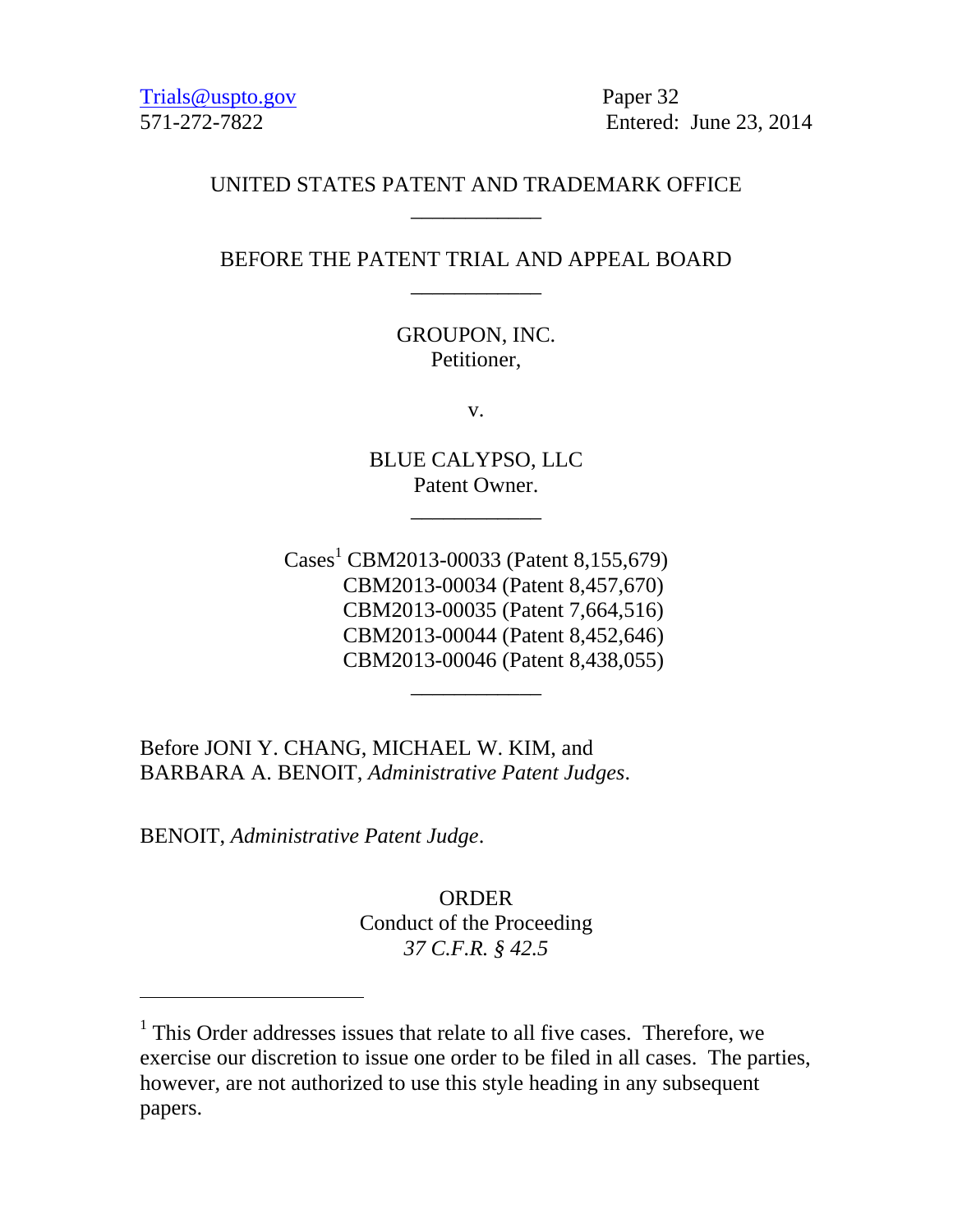Trials@uspto.gov
571-272-7822

Paper 32
Entered: June 23, 2014

UNITED STATES PATENT AND TRADEMARK OFFICE

---

BEFORE THE PATENT TRIAL AND APPEAL BOARD

---

GROUPON, INC.
Petitioner,

v.

BLUE CALYPSO, LLC
Patent Owner.

---

Cases[1] CBM2013-00033 (Patent 8,155,679)
CBM2013-00034 (Patent 8,457,670)
CBM2013-00035 (Patent 7,664,516)
CBM2013-00044 (Patent 8,452,646)
CBM2013-00046 (Patent 8,438,055)

---

Before JONI Y. CHANG, MICHAEL W. KIM, and BARBARA A. BENOIT, *Administrative Patent Judges*.

BENOIT, *Administrative Patent Judge*.

ORDER
Conduct of the Proceeding
*37 C.F.R. § 42.5*

---

[1] This Order addresses issues that relate to all five cases. Therefore, we exercise our discretion to issue one order to be filed in all cases. The parties, however, are not authorized to use this style heading in any subsequent papers.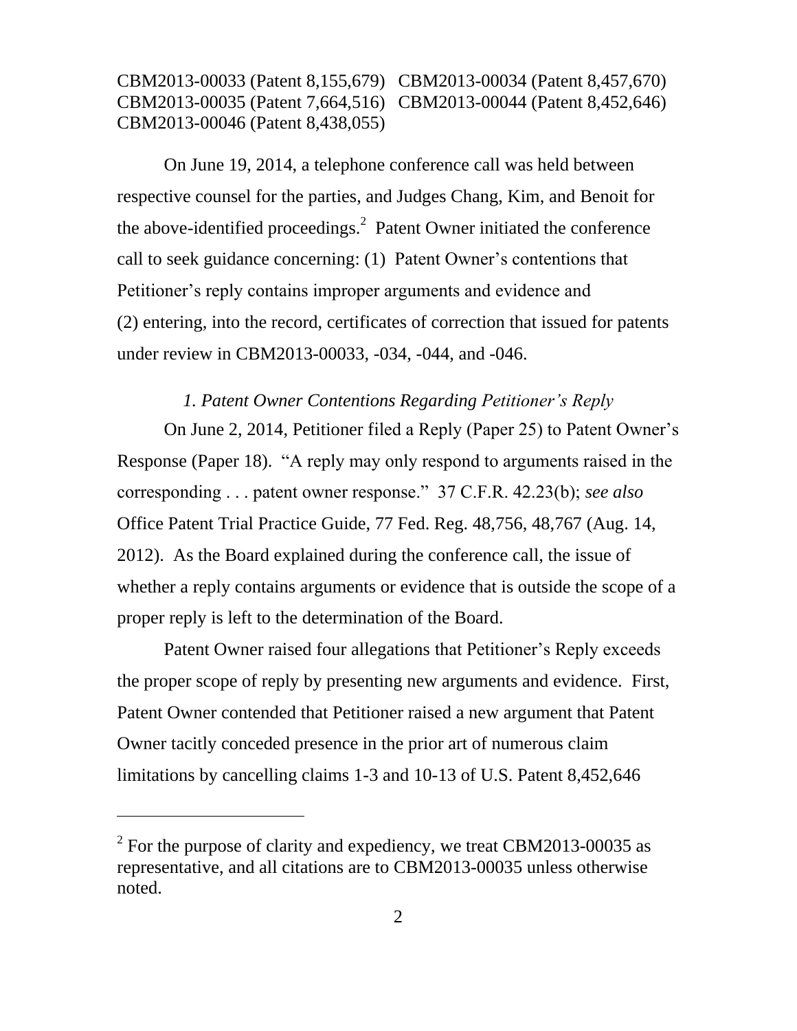CBM2013-00033 (Patent 8,155,679) CBM2013-00034 (Patent 8,457,670)
CBM2013-00035 (Patent 7,664,516) CBM2013-00044 (Patent 8,452,646)
CBM2013-00046 (Patent 8,438,055)

On June 19, 2014, a telephone conference call was held between respective counsel for the parties, and Judges Chang, Kim, and Benoit for the above-identified proceedings.[2] Patent Owner initiated the conference call to seek guidance concerning: (1) Patent Owner's contentions that Petitioner's reply contains improper arguments and evidence and (2) entering, into the record, certificates of correction that issued for patents under review in CBM2013-00033, -034, -044, and -046.

*1. Patent Owner Contentions Regarding Petitioner's Reply*

On June 2, 2014, Petitioner filed a Reply (Paper 25) to Patent Owner's Response (Paper 18). "A reply may only respond to arguments raised in the corresponding . . . patent owner response." 37 C.F.R. 42.23(b); *see also* Office Patent Trial Practice Guide, 77 Fed. Reg. 48,756, 48,767 (Aug. 14, 2012). As the Board explained during the conference call, the issue of whether a reply contains arguments or evidence that is outside the scope of a proper reply is left to the determination of the Board.

Patent Owner raised four allegations that Petitioner's Reply exceeds the proper scope of reply by presenting new arguments and evidence. First, Patent Owner contended that Petitioner raised a new argument that Patent Owner tacitly conceded presence in the prior art of numerous claim limitations by cancelling claims 1-3 and 10-13 of U.S. Patent 8,452,646

[2] For the purpose of clarity and expediency, we treat CBM2013-00035 as representative, and all citations are to CBM2013-00035 unless otherwise noted.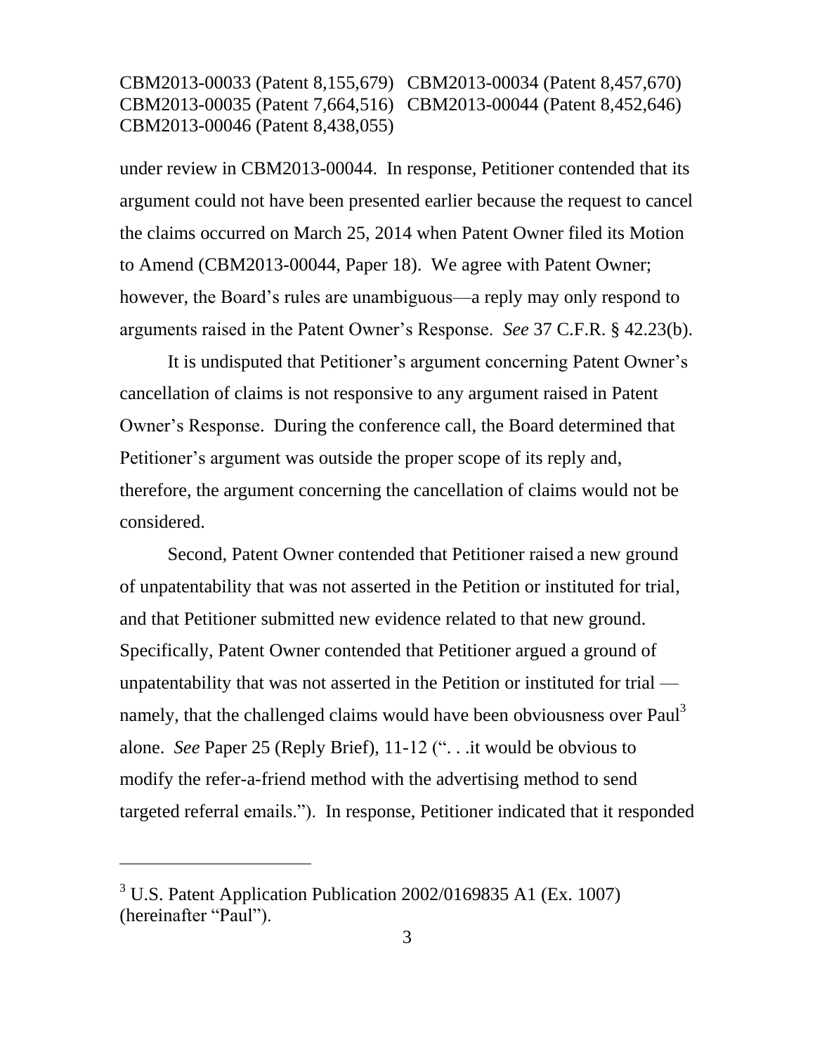under review in CBM2013-00044. In response, Petitioner contended that its argument could not have been presented earlier because the request to cancel the claims occurred on March 25, 2014 when Patent Owner filed its Motion to Amend (CBM2013-00044, Paper 18). We agree with Patent Owner; however, the Board's rules are unambiguous—a reply may only respond to arguments raised in the Patent Owner's Response. *See* 37 C.F.R. § 42.23(b).

It is undisputed that Petitioner's argument concerning Patent Owner's cancellation of claims is not responsive to any argument raised in Patent Owner's Response. During the conference call, the Board determined that Petitioner's argument was outside the proper scope of its reply and, therefore, the argument concerning the cancellation of claims would not be considered.

Second, Patent Owner contended that Petitioner raised a new ground of unpatentability that was not asserted in the Petition or instituted for trial, and that Petitioner submitted new evidence related to that new ground. Specifically, Patent Owner contended that Petitioner argued a ground of unpatentability that was not asserted in the Petition or instituted for trial — namely, that the challenged claims would have been obviousness over Paul[3] alone. *See* Paper 25 (Reply Brief), 11-12 (". . .it would be obvious to modify the refer-a-friend method with the advertising method to send targeted referral emails."). In response, Petitioner indicated that it responded

[3] U.S. Patent Application Publication 2002/0169835 A1 (Ex. 1007) (hereinafter "Paul").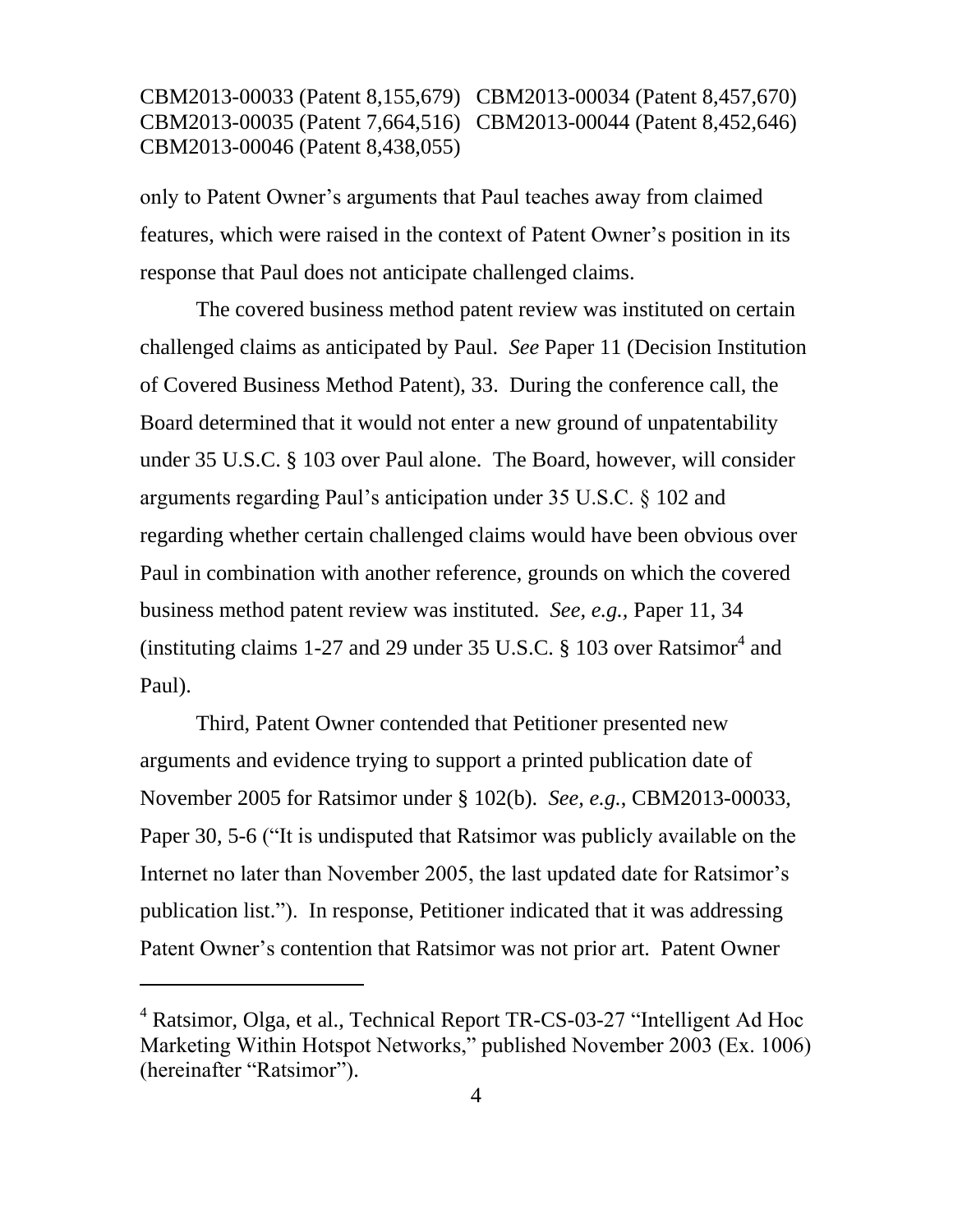only to Patent Owner's arguments that Paul teaches away from claimed features, which were raised in the context of Patent Owner's position in its response that Paul does not anticipate challenged claims.

The covered business method patent review was instituted on certain challenged claims as anticipated by Paul. *See* Paper 11 (Decision Institution of Covered Business Method Patent), 33. During the conference call, the Board determined that it would not enter a new ground of unpatentability under 35 U.S.C. § 103 over Paul alone. The Board, however, will consider arguments regarding Paul's anticipation under 35 U.S.C. § 102 and regarding whether certain challenged claims would have been obvious over Paul in combination with another reference, grounds on which the covered business method patent review was instituted. *See, e.g.,* Paper 11, 34 (instituting claims 1-27 and 29 under 35 U.S.C. § 103 over Ratsimor[4] and Paul).

Third, Patent Owner contended that Petitioner presented new arguments and evidence trying to support a printed publication date of November 2005 for Ratsimor under § 102(b). *See, e.g.,* CBM2013-00033, Paper 30, 5-6 ("It is undisputed that Ratsimor was publicly available on the Internet no later than November 2005, the last updated date for Ratsimor's publication list."). In response, Petitioner indicated that it was addressing Patent Owner's contention that Ratsimor was not prior art. Patent Owner

---

[4] Ratsimor, Olga, et al., Technical Report TR-CS-03-27 "Intelligent Ad Hoc Marketing Within Hotspot Networks," published November 2003 (Ex. 1006) (hereinafter "Ratsimor").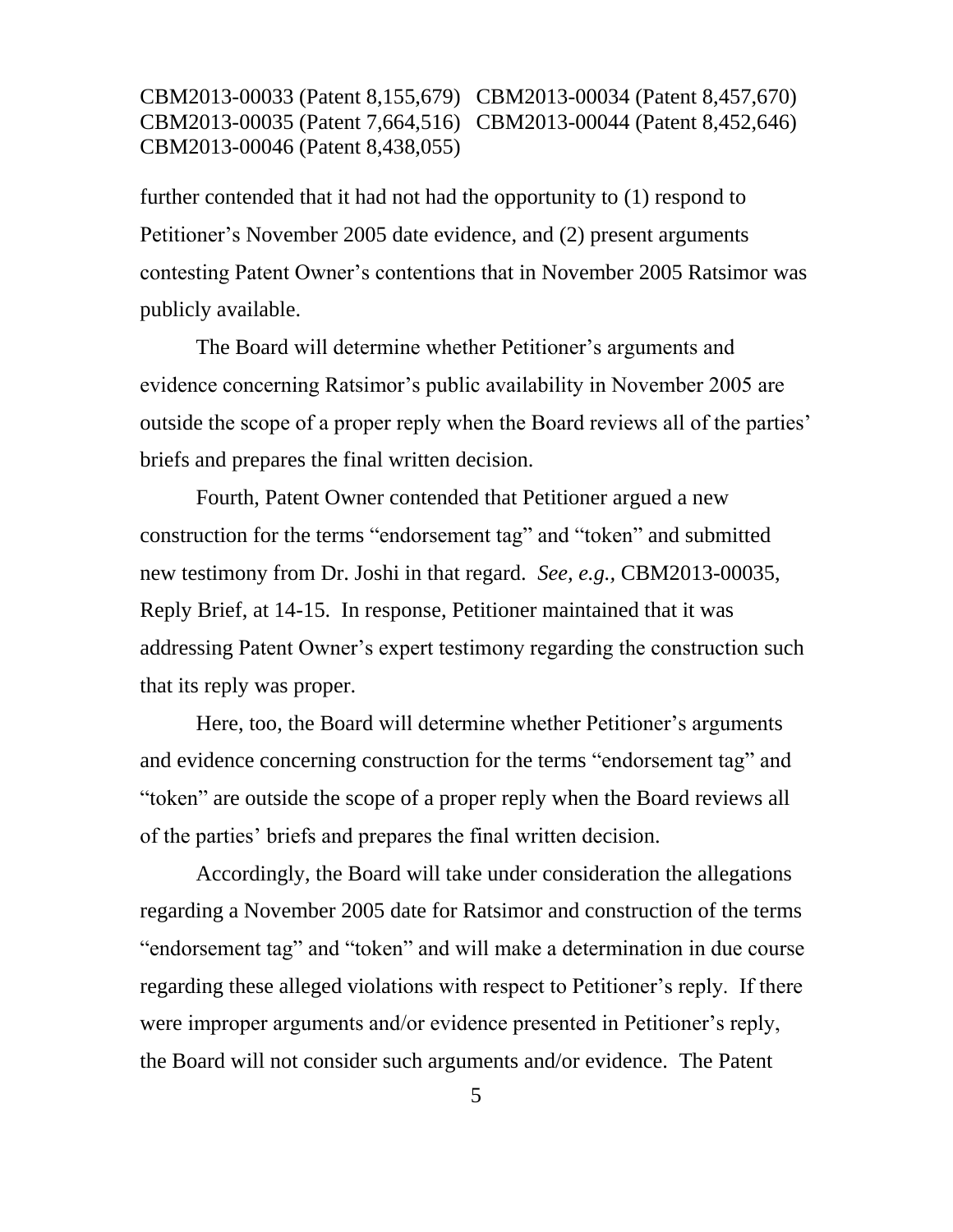further contended that it had not had the opportunity to (1) respond to Petitioner's November 2005 date evidence, and (2) present arguments contesting Patent Owner's contentions that in November 2005 Ratsimor was publicly available.

The Board will determine whether Petitioner's arguments and evidence concerning Ratsimor's public availability in November 2005 are outside the scope of a proper reply when the Board reviews all of the parties' briefs and prepares the final written decision.

Fourth, Patent Owner contended that Petitioner argued a new construction for the terms "endorsement tag" and "token" and submitted new testimony from Dr. Joshi in that regard. *See, e.g.,* CBM2013-00035, Reply Brief, at 14-15. In response, Petitioner maintained that it was addressing Patent Owner's expert testimony regarding the construction such that its reply was proper.

Here, too, the Board will determine whether Petitioner's arguments and evidence concerning construction for the terms "endorsement tag" and "token" are outside the scope of a proper reply when the Board reviews all of the parties' briefs and prepares the final written decision.

Accordingly, the Board will take under consideration the allegations regarding a November 2005 date for Ratsimor and construction of the terms "endorsement tag" and "token" and will make a determination in due course regarding these alleged violations with respect to Petitioner's reply. If there were improper arguments and/or evidence presented in Petitioner's reply, the Board will not consider such arguments and/or evidence. The Patent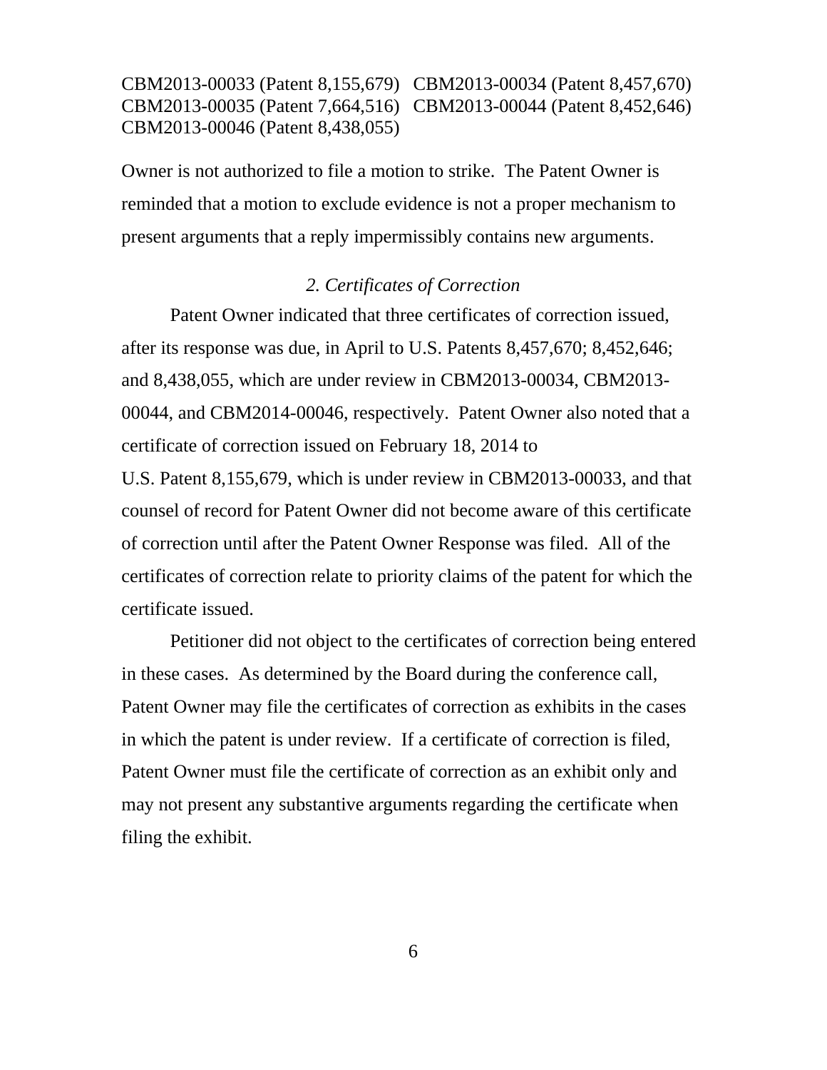Owner is not authorized to file a motion to strike. The Patent Owner is reminded that a motion to exclude evidence is not a proper mechanism to present arguments that a reply impermissibly contains new arguments.

### *2. Certificates of Correction*

Patent Owner indicated that three certificates of correction issued, after its response was due, in April to U.S. Patents 8,457,670; 8,452,646; and 8,438,055, which are under review in CBM2013-00034, CBM2013-00044, and CBM2014-00046, respectively. Patent Owner also noted that a certificate of correction issued on February 18, 2014 to U.S. Patent 8,155,679, which is under review in CBM2013-00033, and that counsel of record for Patent Owner did not become aware of this certificate of correction until after the Patent Owner Response was filed. All of the certificates of correction relate to priority claims of the patent for which the certificate issued.

Petitioner did not object to the certificates of correction being entered in these cases. As determined by the Board during the conference call, Patent Owner may file the certificates of correction as exhibits in the cases in which the patent is under review. If a certificate of correction is filed, Patent Owner must file the certificate of correction as an exhibit only and may not present any substantive arguments regarding the certificate when filing the exhibit.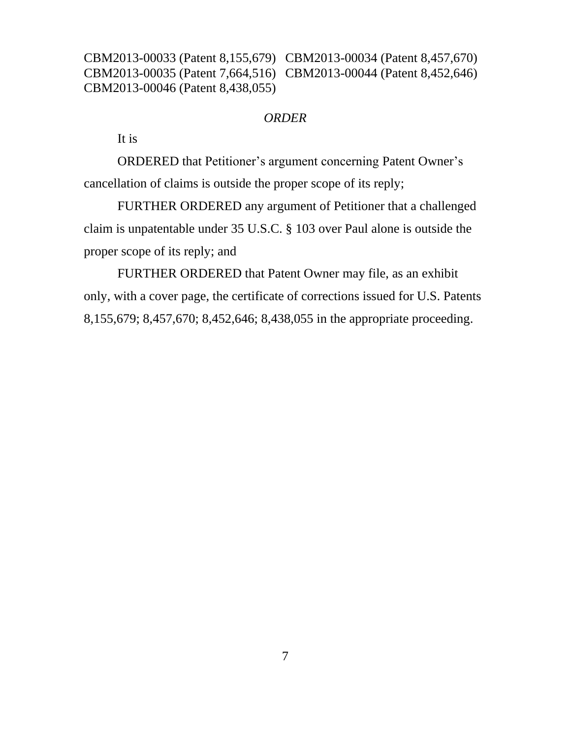*ORDER*

It is

ORDERED that Petitioner's argument concerning Patent Owner's cancellation of claims is outside the proper scope of its reply;

FURTHER ORDERED any argument of Petitioner that a challenged claim is unpatentable under 35 U.S.C. § 103 over Paul alone is outside the proper scope of its reply; and

FURTHER ORDERED that Patent Owner may file, as an exhibit only, with a cover page, the certificate of corrections issued for U.S. Patents 8,155,679; 8,457,670; 8,452,646; 8,438,055 in the appropriate proceeding.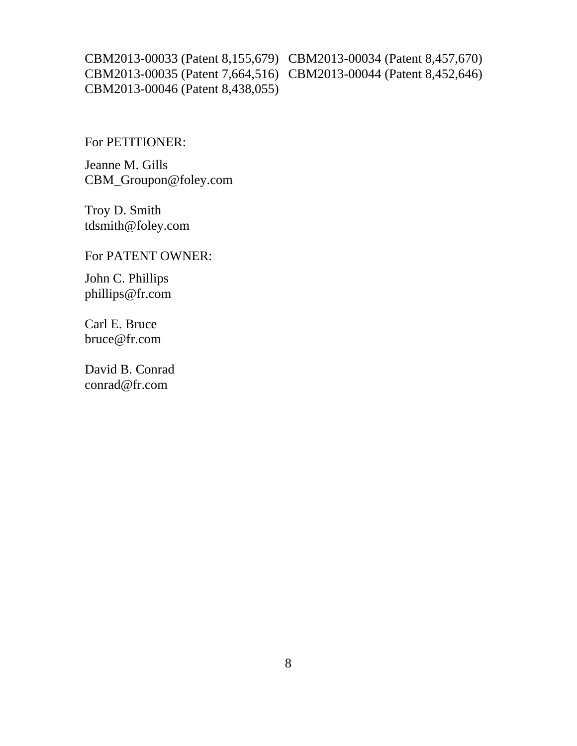CBM2013-00033 (Patent 8,155,679) CBM2013-00034 (Patent 8,457,670)
CBM2013-00035 (Patent 7,664,516) CBM2013-00044 (Patent 8,452,646)
CBM2013-00046 (Patent 8,438,055)

For PETITIONER:

Jeanne M. Gills
CBM_Groupon@foley.com

Troy D. Smith
tdsmith@foley.com

For PATENT OWNER:

John C. Phillips
phillips@fr.com

Carl E. Bruce
bruce@fr.com

David B. Conrad
conrad@fr.com